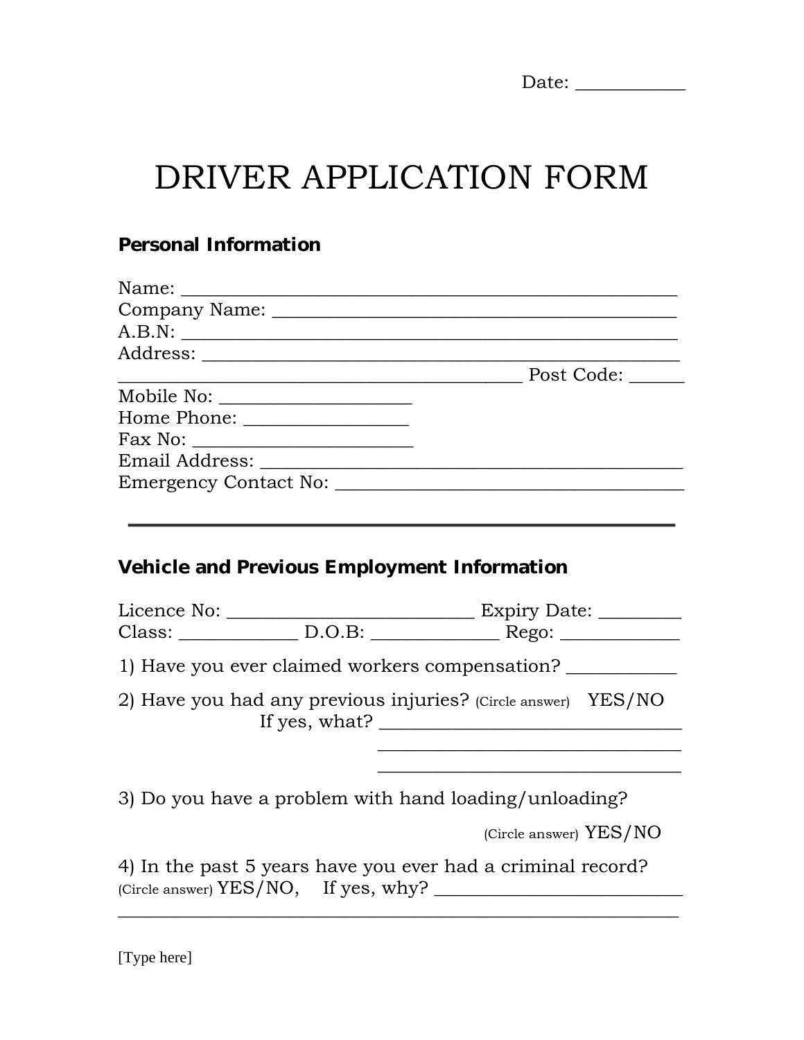Date: ___________

# DRIVER APPLICATION FORM

## Personal Information

Name: ________________________________________________
Company Name: ________________________________________
A.B.N: _______________________________________________
Address: _____________________________________________
________________________________________ Post Code: ______
Mobile No: ___________________
Home Phone: ________________
Fax No: ______________________
Email Address: _________________________________________
Emergency Contact No: __________________________________

---

## Vehicle and Previous Employment Information

Licence No: __________________________ Expiry Date: _________
Class: ____________ D.O.B: _____________ Rego: _____________

1) Have you ever claimed workers compensation? ___________

2) Have you had any previous injuries? (Circle answer) YES/NO
If yes, what? _______________________________
_______________________________
_______________________________

3) Do you have a problem with hand loading/unloading?
(Circle answer) YES/NO

4) In the past 5 years have you ever had a criminal record?
(Circle answer) YES/NO, If yes, why? __________________________
__________________________________________________________

[Type here]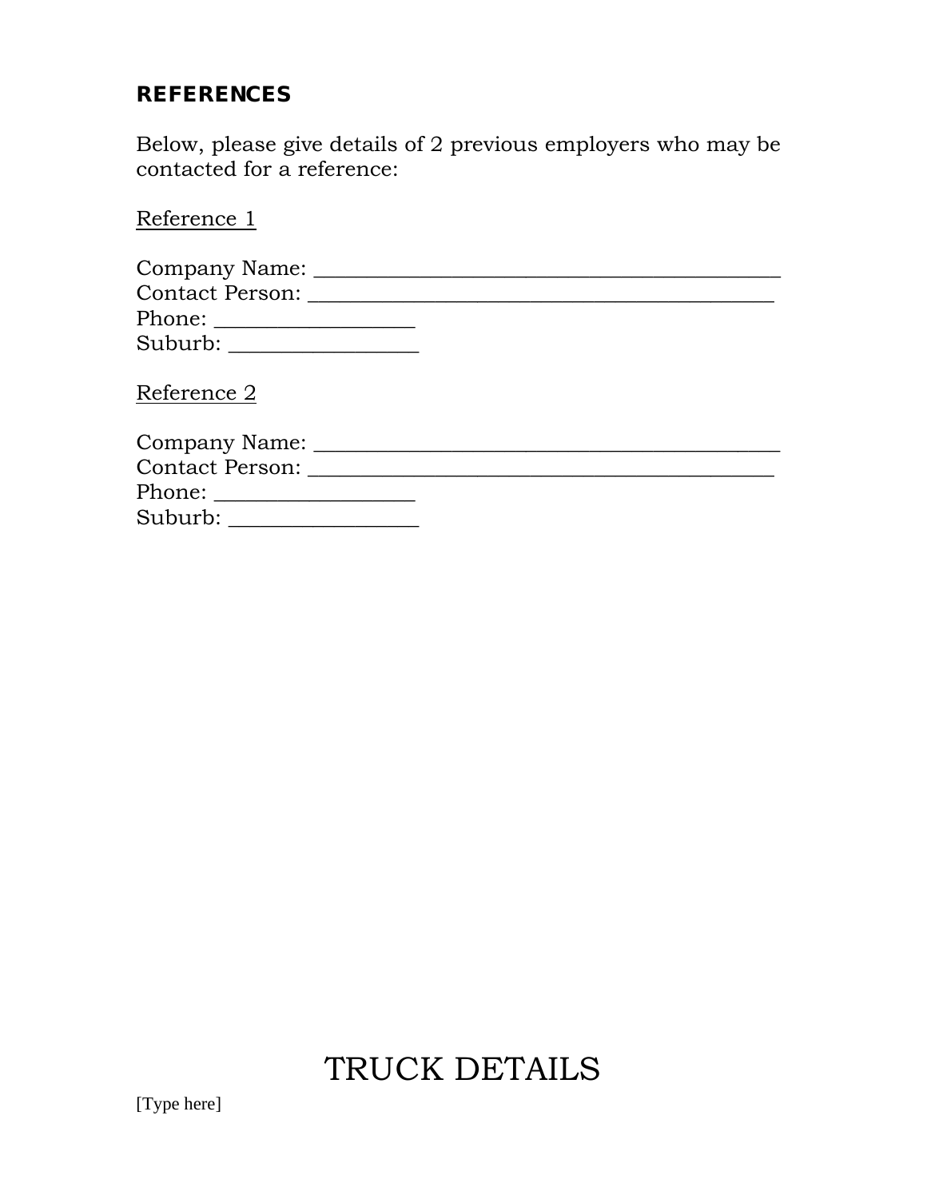## REFERENCES

Below, please give details of 2 previous employers who may be contacted for a reference:

Reference 1

Company Name: ________________________________________
Contact Person: _______________________________________
Phone: _________________
Suburb: ________________

Reference 2

Company Name: ________________________________________
Contact Person: _______________________________________
Phone: _________________
Suburb: ________________

# TRUCK DETAILS

[Type here]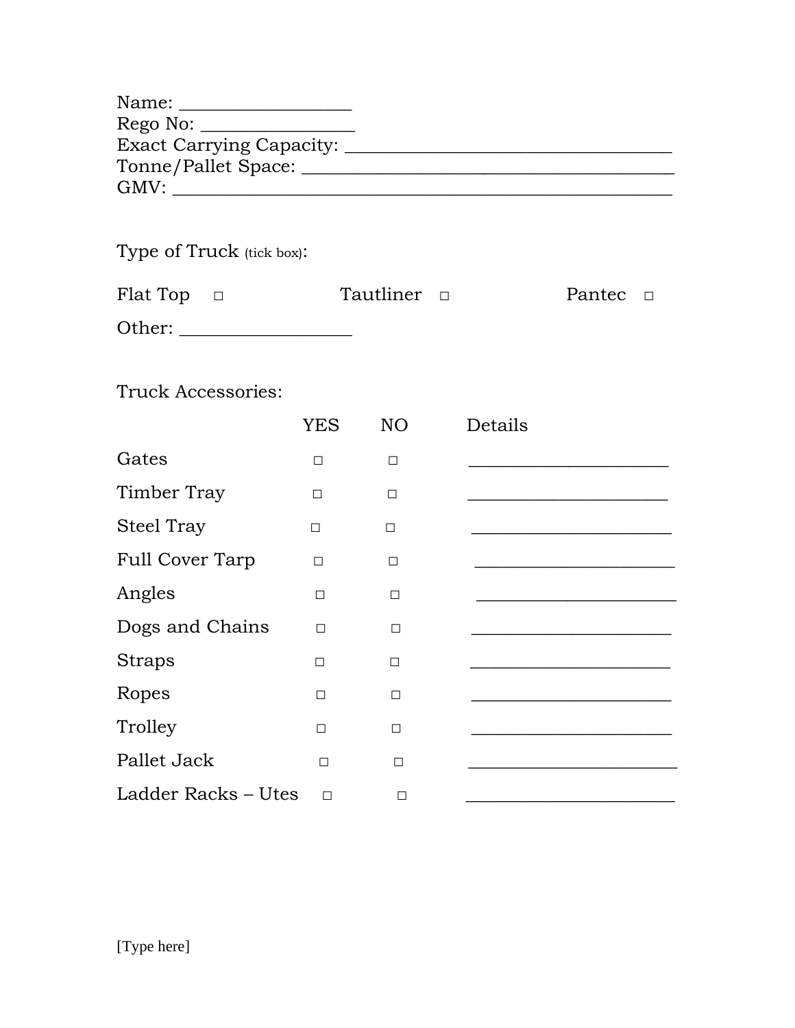Name: ___________________
Rego No: _________________
Exact Carrying Capacity: ____________________________________
Tonne/Pallet Space: _________________________________________
GMV: _______________________________________________________

Type of Truck (tick box):

Flat Top □ Tautliner □ Pantec □

Other: ___________________

Truck Accessories:

| | YES | NO | Details |
|---|---|---|---|
| Gates | □ | □ | ______________________ |
| Timber Tray | □ | □ | ______________________ |
| Steel Tray | □ | □ | ______________________ |
| Full Cover Tarp | □ | □ | ______________________ |
| Angles | □ | □ | ______________________ |
| Dogs and Chains | □ | □ | ______________________ |
| Straps | □ | □ | ______________________ |
| Ropes | □ | □ | ______________________ |
| Trolley | □ | □ | ______________________ |
| Pallet Jack | □ | □ | ______________________ |
| Ladder Racks – Utes | □ | □ | ______________________ |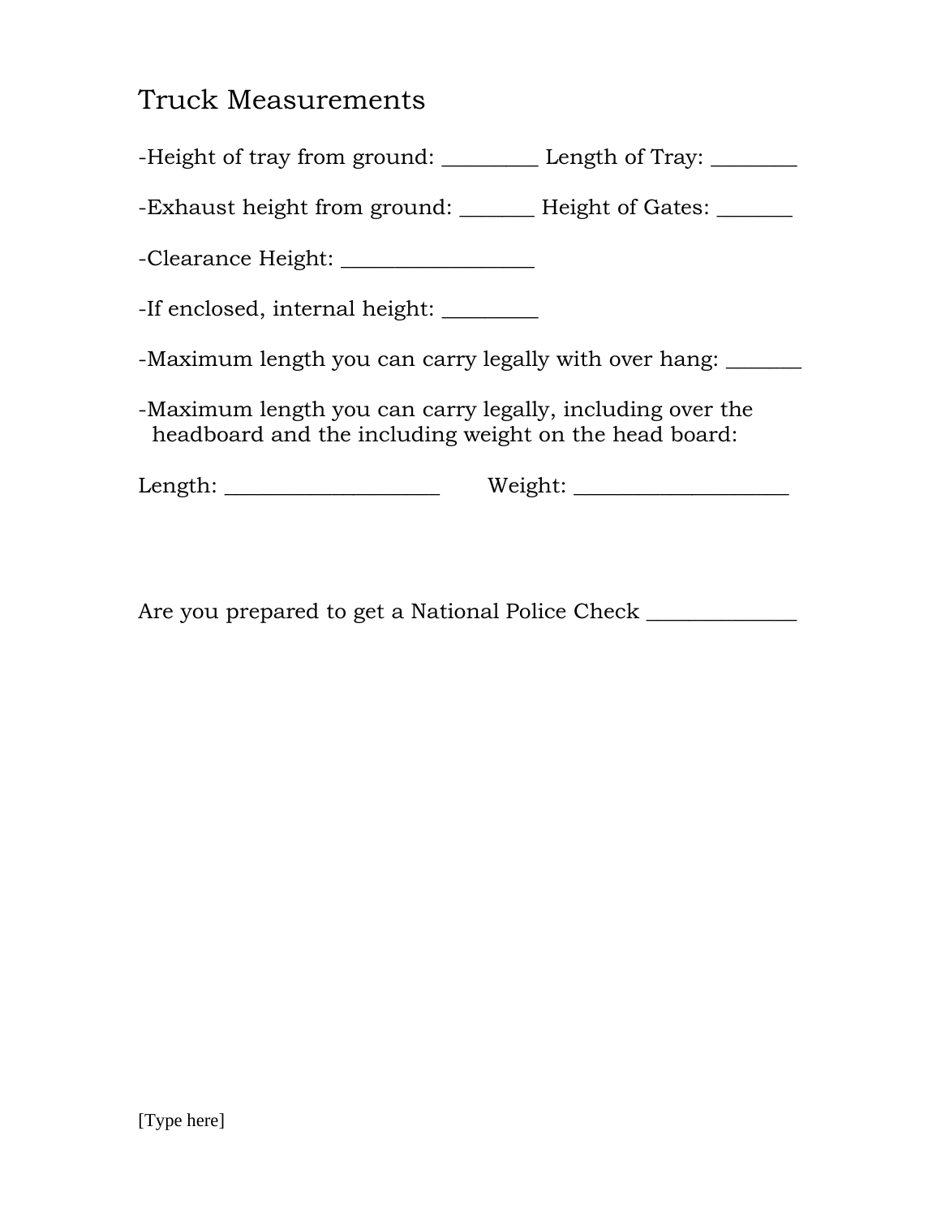# Truck Measurements

-Height of tray from ground: _________ Length of Tray: ________

-Exhaust height from ground: _______ Height of Gates: _______

-Clearance Height: __________________

-If enclosed, internal height: _________

-Maximum length you can carry legally with over hang: _______

-Maximum length you can carry legally, including over the headboard and the including weight on the head board:

Length: ____________________ Weight: ____________________

Are you prepared to get a National Police Check ______________

[Type here]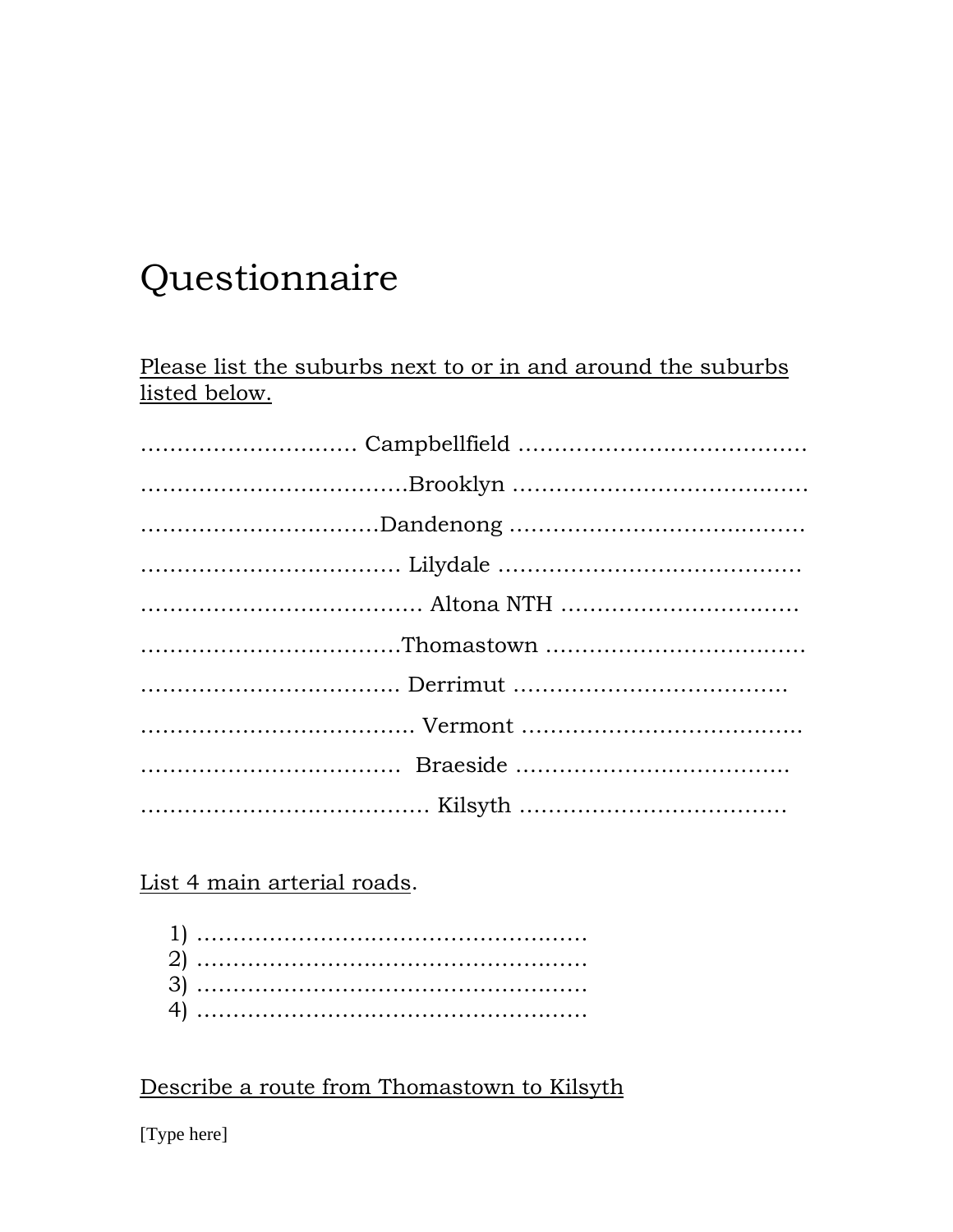# Questionnaire

Please list the suburbs next to or in and around the suburbs listed below.

……………………….. Campbellfield …………………………………

………………………………Brooklyn …………………………………

……………………………Dandenong …………………………………

……………………………… Lilydale ……………………………………

………………………………… Altona NTH …………………………..

………………………………Thomastown ……………………………

……………………………… Derrimut ……………………………….

………………………………. Vermont ……………………………….

……………………………… Braeside ……………………………….

…………………………………. Kilsyth ………………………………

List 4 main arterial roads.

1) ………………………………………………
2) ………………………………………………
3) ………………………………………………
4) ………………………………………………

Describe a route from Thomastown to Kilsyth

[Type here]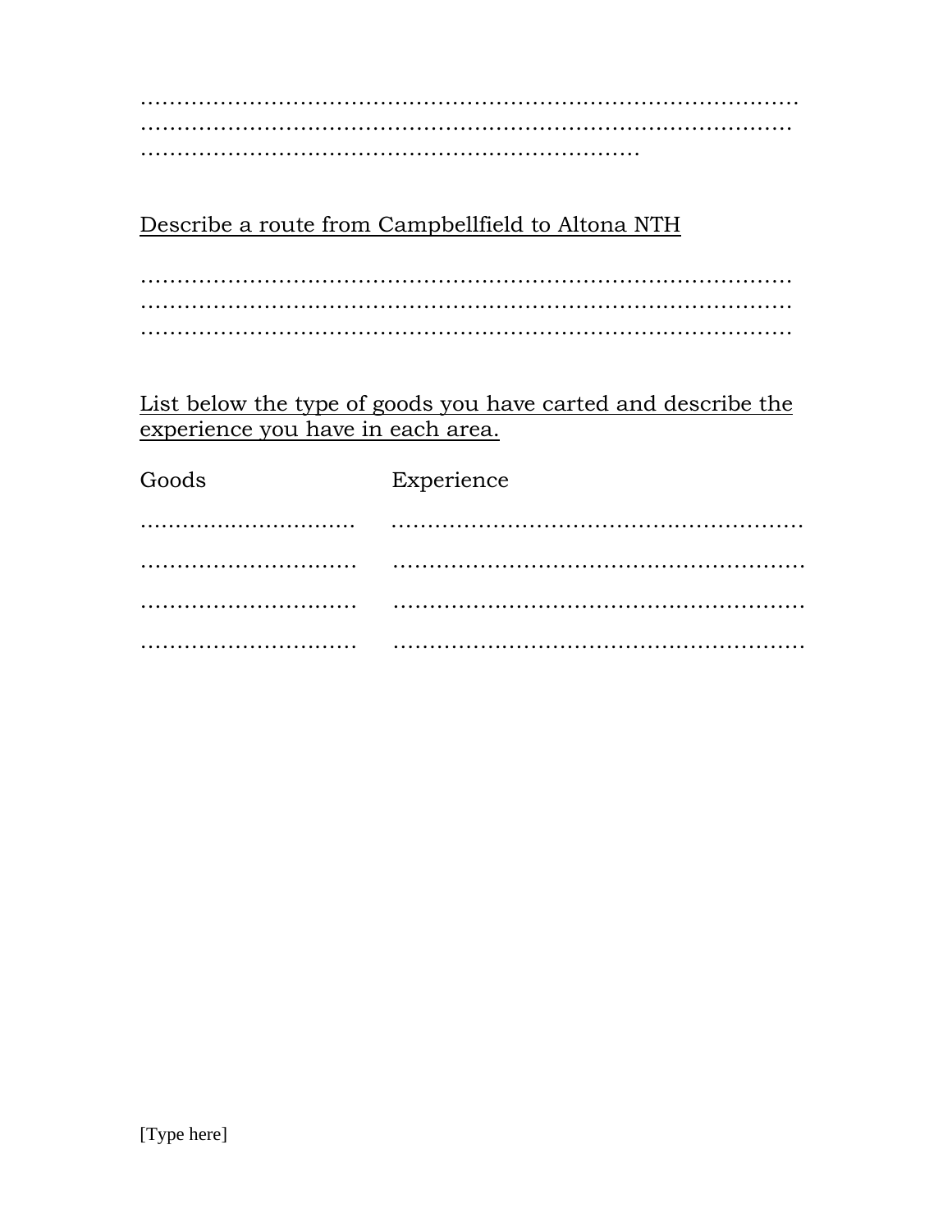……………………………………………………………………………………
……………………………………………………………………………………
……………………………………………………………

<u>Describe a route from Campbellfield to Altona NTH</u>

……………………………………………………………………………………
……………………………………………………………………………………
……………………………………………………………………………………

<u>List below the type of goods you have carted and describe the experience you have in each area.</u>

| Goods | Experience |
| --- | --- |
| ………………………… | ………………………………………………… |
| ………………………… | ………………………………………………… |
| ………………………… | ………………………………………………… |
| ………………………… | ………………………………………………… |

[Type here]